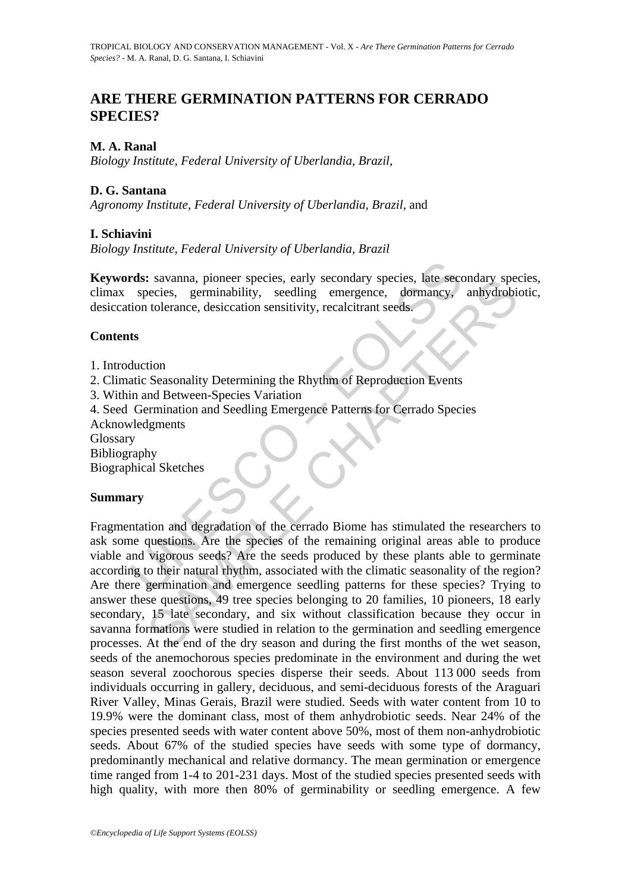# ARE THERE GERMINATION PATTERNS FOR CERRADO SPECIES?

**M. A. Ranal**

*Biology Institute, Federal University of Uberlandia, Brazil,*

**D. G. Santana**

*Agronomy Institute, Federal University of Uberlandia, Brazil,* and

**I. Schiavini**

*Biology Institute, Federal University of Uberlandia, Brazil*

**Keywords:** savanna, pioneer species, early secondary species, late secondary species, climax species, germinability, seedling emergence, dormancy, anhydrobiotic, desiccation tolerance, desiccation sensitivity, recalcitrant seeds.

## Contents

1. Introduction
2. Climatic Seasonality Determining the Rhythm of Reproduction Events
3. Within and Between-Species Variation
4. Seed Germination and Seedling Emergence Patterns for Cerrado Species

Acknowledgments

Glossary

Bibliography

Biographical Sketches

## Summary

Fragmentation and degradation of the cerrado Biome has stimulated the researchers to ask some questions. Are the species of the remaining original areas able to produce viable and vigorous seeds? Are the seeds produced by these plants able to germinate according to their natural rhythm, associated with the climatic seasonality of the region? Are there germination and emergence seedling patterns for these species? Trying to answer these questions, 49 tree species belonging to 20 families, 10 pioneers, 18 early secondary, 15 late secondary, and six without classification because they occur in savanna formations were studied in relation to the germination and seedling emergence processes. At the end of the dry season and during the first months of the wet season, seeds of the anemochorous species predominate in the environment and during the wet season several zoochorous species disperse their seeds. About 113 000 seeds from individuals occurring in gallery, deciduous, and semi-deciduous forests of the Araguari River Valley, Minas Gerais, Brazil were studied. Seeds with water content from 10 to 19.9% were the dominant class, most of them anhydrobiotic seeds. Near 24% of the species presented seeds with water content above 50%, most of them non-anhydrobiotic seeds. About 67% of the studied species have seeds with some type of dormancy, predominantly mechanical and relative dormancy. The mean germination or emergence time ranged from 1-4 to 201-231 days. Most of the studied species presented seeds with high quality, with more then 80% of germinability or seedling emergence. A few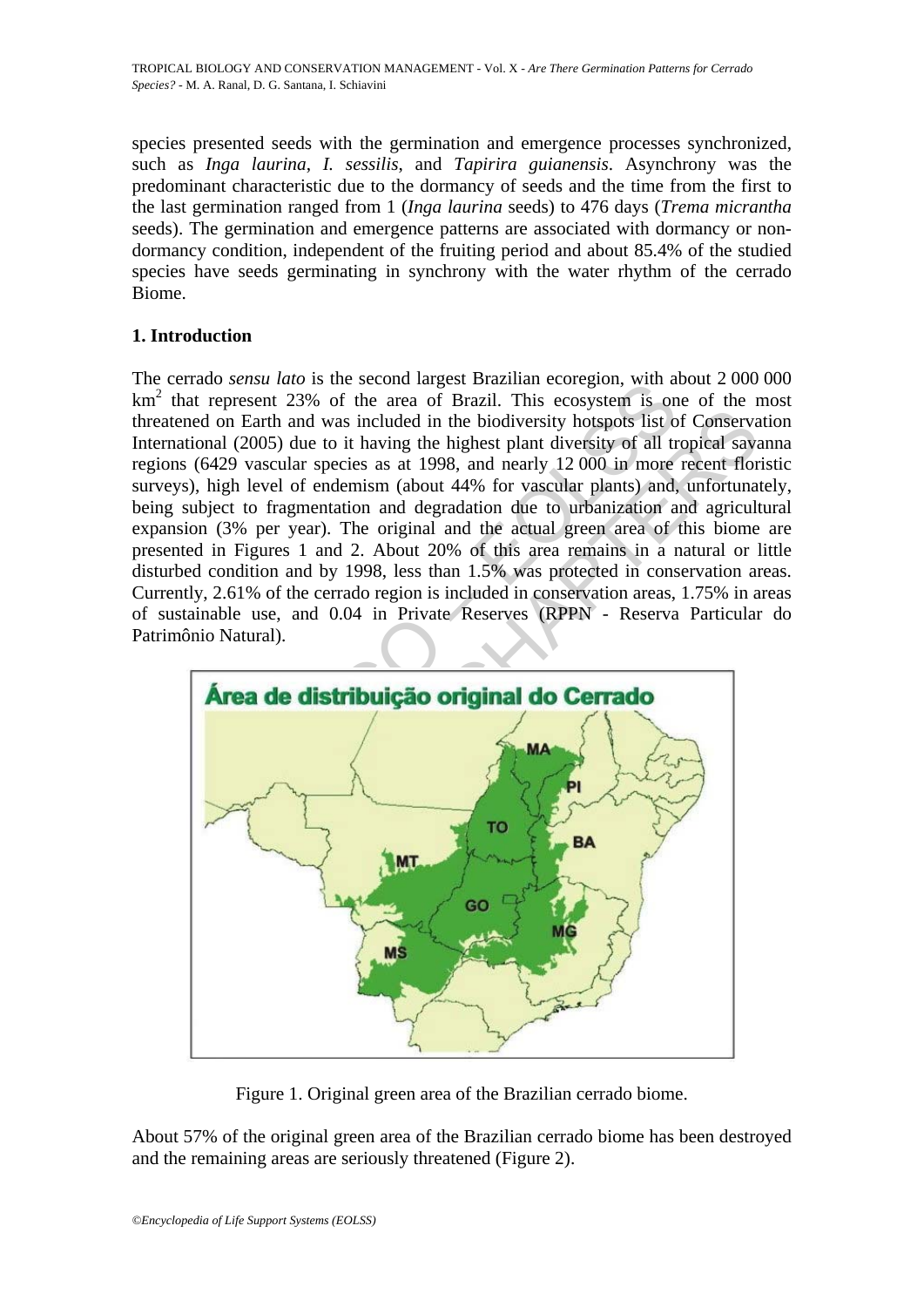species presented seeds with the germination and emergence processes synchronized, such as *Inga laurina*, *I. sessilis*, and *Tapirira guianensis*. Asynchrony was the predominant characteristic due to the dormancy of seeds and the time from the first to the last germination ranged from 1 (*Inga laurina* seeds) to 476 days (*Trema micrantha* seeds). The germination and emergence patterns are associated with dormancy or non-dormancy condition, independent of the fruiting period and about 85.4% of the studied species have seeds germinating in synchrony with the water rhythm of the cerrado Biome.

## 1. Introduction

The cerrado *sensu lato* is the second largest Brazilian ecoregion, with about 2 000 000 km$^2$ that represent 23% of the area of Brazil. This ecosystem is one of the most threatened on Earth and was included in the biodiversity hotspots list of Conservation International (2005) due to it having the highest plant diversity of all tropical savanna regions (6429 vascular species as at 1998, and nearly 12 000 in more recent floristic surveys), high level of endemism (about 44% for vascular plants) and, unfortunately, being subject to fragmentation and degradation due to urbanization and agricultural expansion (3% per year). The original and the actual green area of this biome are presented in Figures 1 and 2. About 20% of this area remains in a natural or little disturbed condition and by 1998, less than 1.5% was protected in conservation areas. Currently, 2.61% of the cerrado region is included in conservation areas, 1.75% in areas of sustainable use, and 0.04 in Private Reserves (RPPN - Reserva Particular do Patrimônio Natural).

Figure 1. Original green area of the Brazilian cerrado biome.

About 57% of the original green area of the Brazilian cerrado biome has been destroyed and the remaining areas are seriously threatened (Figure 2).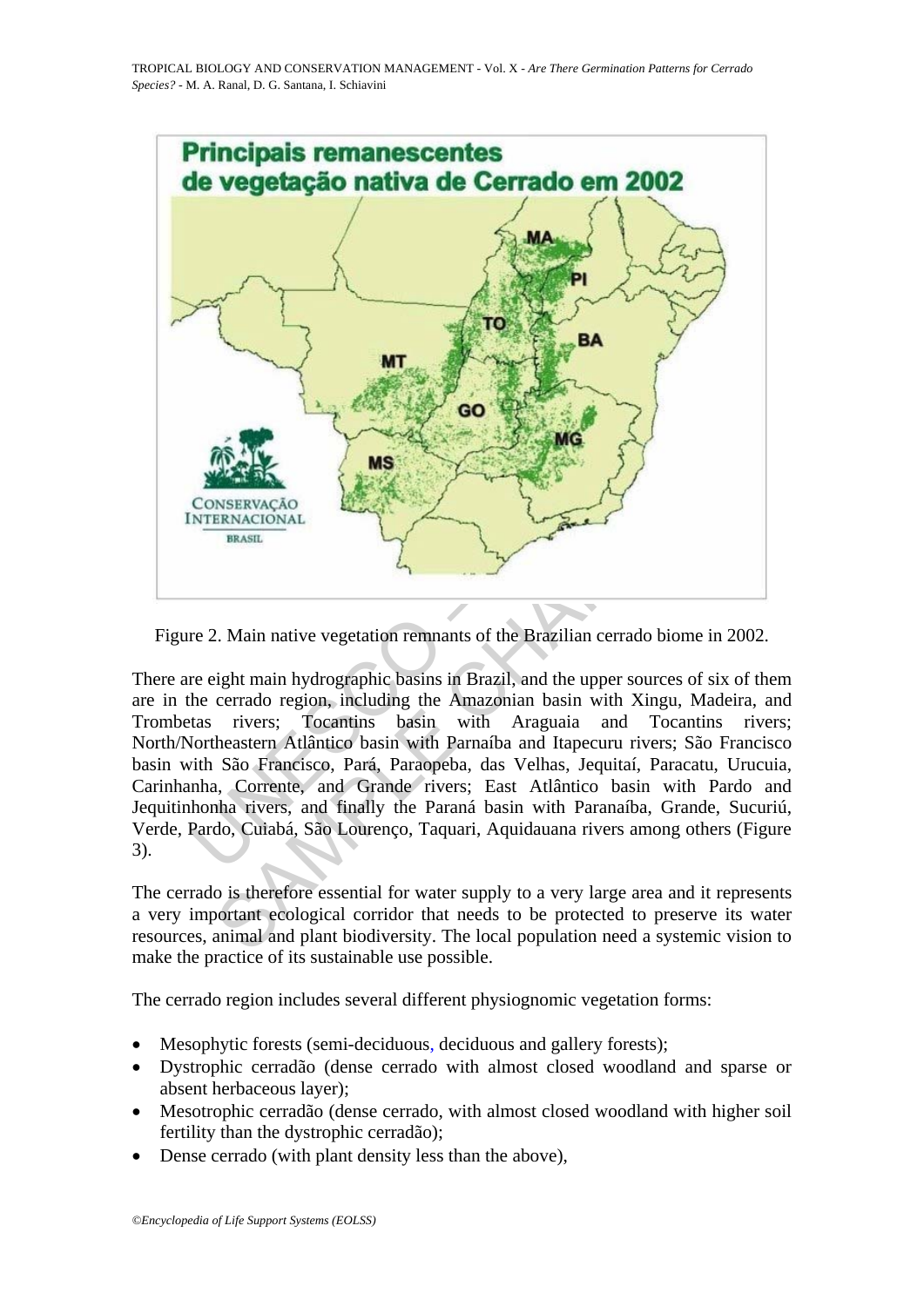Figure 2. Main native vegetation remnants of the Brazilian cerrado biome in 2002.

There are eight main hydrographic basins in Brazil, and the upper sources of six of them are in the cerrado region, including the Amazonian basin with Xingu, Madeira, and Trombetas rivers; Tocantins basin with Araguaia and Tocantins rivers; North/Northeastern Atlântico basin with Parnaíba and Itapecuru rivers; São Francisco basin with São Francisco, Pará, Paraopeba, das Velhas, Jequitaí, Paracatu, Urucuia, Carinhanha, Corrente, and Grande rivers; East Atlântico basin with Pardo and Jequitinhonha rivers, and finally the Paraná basin with Paranaíba, Grande, Sucuriú, Verde, Pardo, Cuiabá, São Lourenço, Taquari, Aquidauana rivers among others (Figure 3).

The cerrado is therefore essential for water supply to a very large area and it represents a very important ecological corridor that needs to be protected to preserve its water resources, animal and plant biodiversity. The local population need a systemic vision to make the practice of its sustainable use possible.

The cerrado region includes several different physiognomic vegetation forms:

- Mesophytic forests (semi-deciduous, deciduous and gallery forests);
- Dystrophic cerradão (dense cerrado with almost closed woodland and sparse or absent herbaceous layer);
- Mesotrophic cerradão (dense cerrado, with almost closed woodland with higher soil fertility than the dystrophic cerradão);
- Dense cerrado (with plant density less than the above),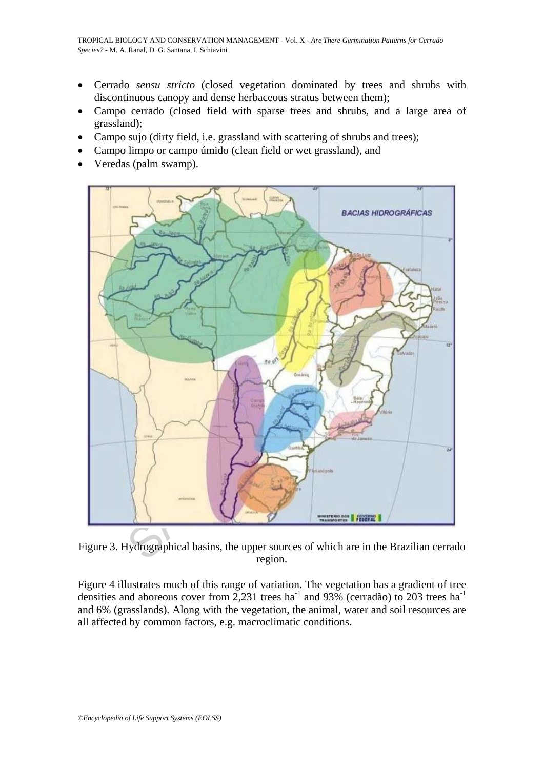- Cerrado *sensu stricto* (closed vegetation dominated by trees and shrubs with discontinuous canopy and dense herbaceous stratus between them);
- Campo cerrado (closed field with sparse trees and shrubs, and a large area of grassland);
- Campo sujo (dirty field, i.e. grassland with scattering of shrubs and trees);
- Campo limpo or campo úmido (clean field or wet grassland), and
- Veredas (palm swamp).

Figure 3. Hydrographical basins, the upper sources of which are in the Brazilian cerrado region.

Figure 4 illustrates much of this range of variation. The vegetation has a gradient of tree densities and aboreous cover from 2,231 trees ha$^{-1}$ and 93% (cerradão) to 203 trees ha$^{-1}$ and 6% (grasslands). Along with the vegetation, the animal, water and soil resources are all affected by common factors, e.g. macroclimatic conditions.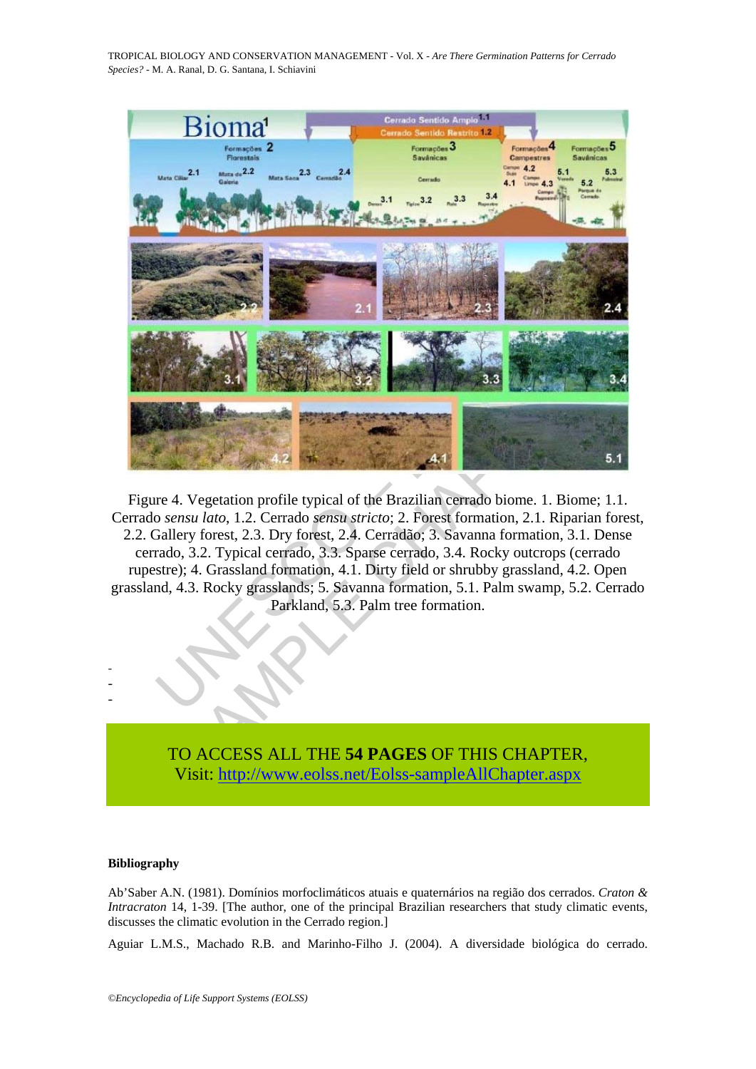Figure 4. Vegetation profile typical of the Brazilian cerrado biome. 1. Biome; 1.1. Cerrado *sensu lato*, 1.2. Cerrado *sensu stricto*; 2. Forest formation, 2.1. Riparian forest, 2.2. Gallery forest, 2.3. Dry forest, 2.4. Cerradão; 3. Savanna formation, 3.1. Dense cerrado, 3.2. Typical cerrado, 3.3. Sparse cerrado, 3.4. Rocky outcrops (cerrado rupestre); 4. Grassland formation, 4.1. Dirty field or shrubby grassland, 4.2. Open grassland, 4.3. Rocky grasslands; 5. Savanna formation, 5.1. Palm swamp, 5.2. Cerrado Parkland, 5.3. Palm tree formation.

-
-
-

TO ACCESS ALL THE **54 PAGES** OF THIS CHAPTER,
Visit: http://www.eolss.net/Eolss-sampleAllChapter.aspx

**Bibliography**

Ab'Saber A.N. (1981). Domínios morfoclimáticos atuais e quaternários na região dos cerrados. *Craton & Intracraton* 14, 1-39. [The author, one of the principal Brazilian researchers that study climatic events, discusses the climatic evolution in the Cerrado region.]

Aguiar L.M.S., Machado R.B. and Marinho-Filho J. (2004). A diversidade biológica do cerrado.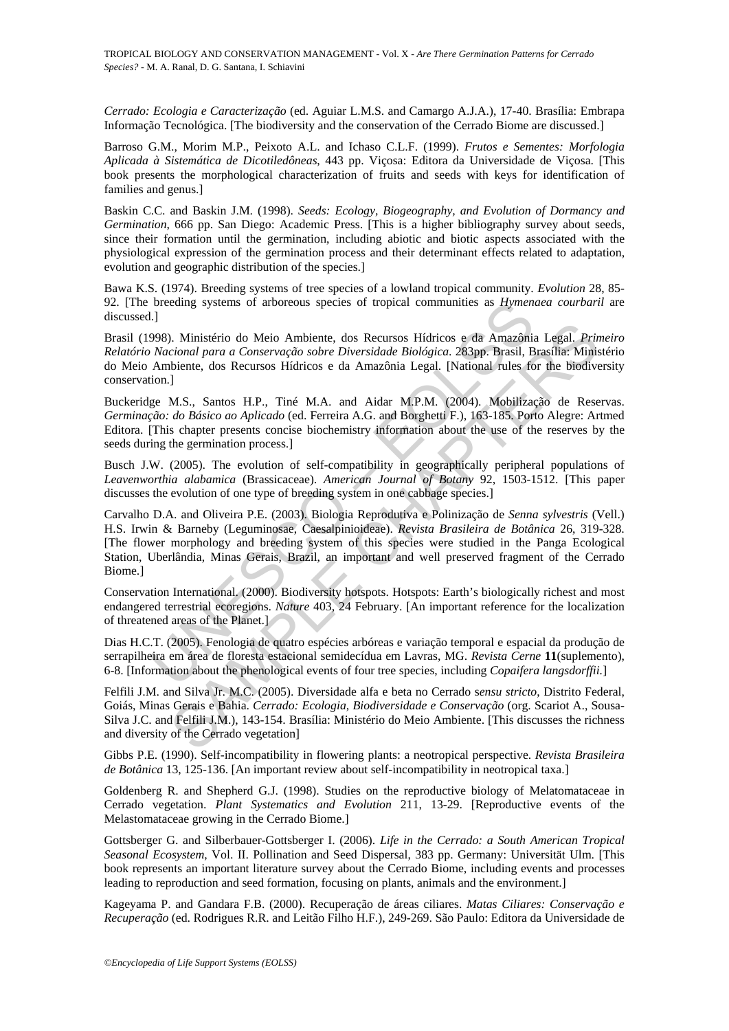*Cerrado: Ecologia e Caracterização* (ed. Aguiar L.M.S. and Camargo A.J.A.), 17-40. Brasília: Embrapa Informação Tecnológica. [The biodiversity and the conservation of the Cerrado Biome are discussed.]

Barroso G.M., Morim M.P., Peixoto A.L. and Ichaso C.L.F. (1999). *Frutos e Sementes: Morfologia Aplicada à Sistemática de Dicotiledôneas*, 443 pp. Viçosa: Editora da Universidade de Viçosa. [This book presents the morphological characterization of fruits and seeds with keys for identification of families and genus.]

Baskin C.C. and Baskin J.M. (1998). *Seeds: Ecology, Biogeography, and Evolution of Dormancy and Germination*, 666 pp. San Diego: Academic Press. [This is a higher bibliography survey about seeds, since their formation until the germination, including abiotic and biotic aspects associated with the physiological expression of the germination process and their determinant effects related to adaptation, evolution and geographic distribution of the species.]

Bawa K.S. (1974). Breeding systems of tree species of a lowland tropical community. *Evolution* 28, 85-92. [The breeding systems of arboreous species of tropical communities as *Hymenaea courbaril* are discussed.]

Brasil (1998). Ministério do Meio Ambiente, dos Recursos Hídricos e da Amazônia Legal. *Primeiro Relatório Nacional para a Conservação sobre Diversidade Biológica*. 283pp. Brasil, Brasília: Ministério do Meio Ambiente, dos Recursos Hídricos e da Amazônia Legal. [National rules for the biodiversity conservation.]

Buckeridge M.S., Santos H.P., Tiné M.A. and Aidar M.P.M. (2004). Mobilização de Reservas. *Germinação: do Básico ao Aplicado* (ed. Ferreira A.G. and Borghetti F.), 163-185. Porto Alegre: Artmed Editora. [This chapter presents concise biochemistry information about the use of the reserves by the seeds during the germination process.]

Busch J.W. (2005). The evolution of self-compatibility in geographically peripheral populations of *Leavenworthia alabamica* (Brassicaceae). *American Journal of Botany* 92, 1503-1512. [This paper discusses the evolution of one type of breeding system in one cabbage species.]

Carvalho D.A. and Oliveira P.E. (2003). Biologia Reprodutiva e Polinização de *Senna sylvestris* (Vell.) H.S. Irwin & Barneby (Leguminosae, Caesalpinioideae). *Revista Brasileira de Botânica* 26, 319-328. [The flower morphology and breeding system of this species were studied in the Panga Ecological Station, Uberlândia, Minas Gerais, Brazil, an important and well preserved fragment of the Cerrado Biome.]

Conservation International. (2000). Biodiversity hotspots. Hotspots: Earth's biologically richest and most endangered terrestrial ecoregions. *Nature* 403, 24 February. [An important reference for the localization of threatened areas of the Planet.]

Dias H.C.T. (2005). Fenologia de quatro espécies arbóreas e variação temporal e espacial da produção de serrapilheira em área de floresta estacional semidecídua em Lavras, MG. *Revista Cerne* **11**(suplemento), 6-8. [Information about the phenological events of four tree species, including *Copaifera langsdorffii.*]

Felfili J.M. and Silva Jr. M.C. (2005). Diversidade alfa e beta no Cerrado s*ensu stricto*, Distrito Federal, Goiás, Minas Gerais e Bahia. *Cerrado: Ecologia, Biodiversidade e Conservação* (org. Scariot A., Sousa-Silva J.C. and Felfili J.M.), 143-154. Brasília: Ministério do Meio Ambiente. [This discusses the richness and diversity of the Cerrado vegetation]

Gibbs P.E. (1990). Self-incompatibility in flowering plants: a neotropical perspective. *Revista Brasileira de Botânica* 13, 125-136. [An important review about self-incompatibility in neotropical taxa.]

Goldenberg R. and Shepherd G.J. (1998). Studies on the reproductive biology of Melatomataceae in Cerrado vegetation. *Plant Systematics and Evolution* 211, 13-29. [Reproductive events of the Melastomataceae growing in the Cerrado Biome.]

Gottsberger G. and Silberbauer-Gottsberger I. (2006). *Life in the Cerrado: a South American Tropical Seasonal Ecosystem*, Vol. II. Pollination and Seed Dispersal, 383 pp. Germany: Universität Ulm. [This book represents an important literature survey about the Cerrado Biome, including events and processes leading to reproduction and seed formation, focusing on plants, animals and the environment.]

Kageyama P. and Gandara F.B. (2000). Recuperação de áreas ciliares. *Matas Ciliares: Conservação e Recuperação* (ed. Rodrigues R.R. and Leitão Filho H.F.), 249-269. São Paulo: Editora da Universidade de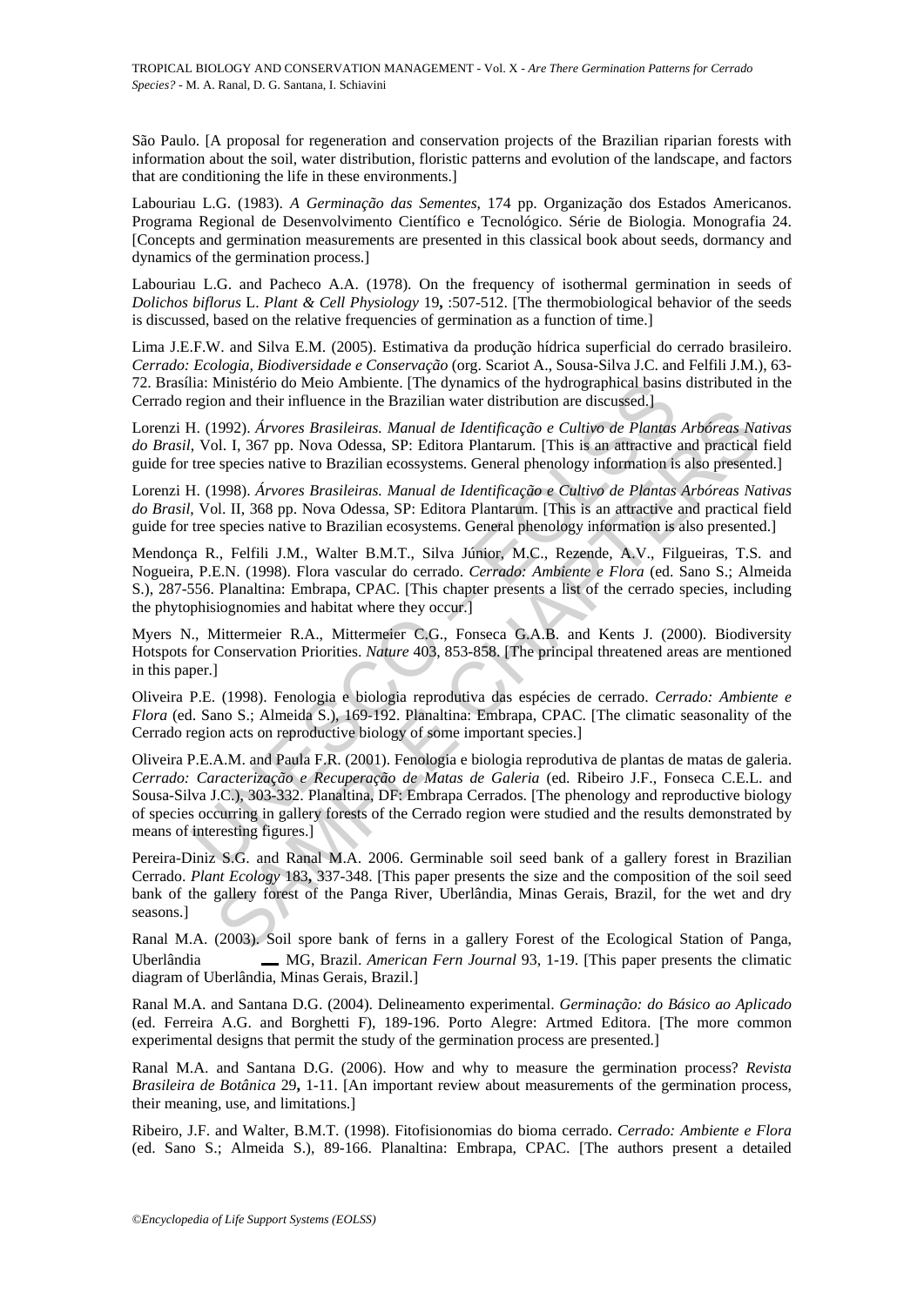São Paulo. [A proposal for regeneration and conservation projects of the Brazilian riparian forests with information about the soil, water distribution, floristic patterns and evolution of the landscape, and factors that are conditioning the life in these environments.]

Labouriau L.G. (1983). *A Germinação das Sementes*, 174 pp. Organização dos Estados Americanos. Programa Regional de Desenvolvimento Científico e Tecnológico. Série de Biologia. Monografia 24. [Concepts and germination measurements are presented in this classical book about seeds, dormancy and dynamics of the germination process.]

Labouriau L.G. and Pacheco A.A. (1978). On the frequency of isothermal germination in seeds of *Dolichos biflorus* L. *Plant & Cell Physiology* 19**,** :507-512. [The thermobiological behavior of the seeds is discussed, based on the relative frequencies of germination as a function of time.]

Lima J.E.F.W. and Silva E.M. (2005). Estimativa da produção hídrica superficial do cerrado brasileiro. *Cerrado: Ecologia, Biodiversidade e Conservação* (org. Scariot A., Sousa-Silva J.C. and Felfili J.M.), 63-72. Brasília: Ministério do Meio Ambiente. [The dynamics of the hydrographical basins distributed in the Cerrado region and their influence in the Brazilian water distribution are discussed.]

Lorenzi H. (1992). *Árvores Brasileiras. Manual de Identificação e Cultivo de Plantas Arbóreas Nativas do Brasil*, Vol. I, 367 pp. Nova Odessa, SP: Editora Plantarum. [This is an attractive and practical field guide for tree species native to Brazilian ecossystems. General phenology information is also presented.]

Lorenzi H. (1998). *Árvores Brasileiras. Manual de Identificação e Cultivo de Plantas Arbóreas Nativas do Brasil*, Vol. II, 368 pp. Nova Odessa, SP: Editora Plantarum. [This is an attractive and practical field guide for tree species native to Brazilian ecosystems. General phenology information is also presented.]

Mendonça R., Felfili J.M., Walter B.M.T., Silva Júnior, M.C., Rezende, A.V., Filgueiras, T.S. and Nogueira, P.E.N. (1998). Flora vascular do cerrado. *Cerrado: Ambiente e Flora* (ed. Sano S.; Almeida S.), 287-556. Planaltina: Embrapa, CPAC. [This chapter presents a list of the cerrado species, including the phytophisiognomies and habitat where they occur.]

Myers N., Mittermeier R.A., Mittermeier C.G., Fonseca G.A.B. and Kents J. (2000). Biodiversity Hotspots for Conservation Priorities. *Nature* 403, 853-858. [The principal threatened areas are mentioned in this paper.]

Oliveira P.E. (1998). Fenologia e biologia reprodutiva das espécies de cerrado. *Cerrado: Ambiente e Flora* (ed. Sano S.; Almeida S.), 169-192. Planaltina: Embrapa, CPAC. [The climatic seasonality of the Cerrado region acts on reproductive biology of some important species.]

Oliveira P.E.A.M. and Paula F.R. (2001). Fenologia e biologia reprodutiva de plantas de matas de galeria. *Cerrado: Caracterização e Recuperação de Matas de Galeria* (ed. Ribeiro J.F., Fonseca C.E.L. and Sousa-Silva J.C.), 303-332. Planaltina, DF: Embrapa Cerrados. [The phenology and reproductive biology of species occurring in gallery forests of the Cerrado region were studied and the results demonstrated by means of interesting figures.]

Pereira-Diniz S.G. and Ranal M.A. 2006. Germinable soil seed bank of a gallery forest in Brazilian Cerrado. *Plant Ecology* 183, 337-348. [This paper presents the size and the composition of the soil seed bank of the gallery forest of the Panga River, Uberlândia, Minas Gerais, Brazil, for the wet and dry seasons.]

Ranal M.A. (2003). Soil spore bank of ferns in a gallery Forest of the Ecological Station of Panga, Uberlândia — MG, Brazil. *American Fern Journal* 93, 1-19. [This paper presents the climatic diagram of Uberlândia, Minas Gerais, Brazil.]

Ranal M.A. and Santana D.G. (2004). Delineamento experimental. *Germinação: do Básico ao Aplicado* (ed. Ferreira A.G. and Borghetti F), 189-196. Porto Alegre: Artmed Editora. [The more common experimental designs that permit the study of the germination process are presented.]

Ranal M.A. and Santana D.G. (2006). How and why to measure the germination process? *Revista Brasileira de Botânica* 29**,** 1-11. [An important review about measurements of the germination process, their meaning, use, and limitations.]

Ribeiro, J.F. and Walter, B.M.T. (1998). Fitofisionomias do bioma cerrado. *Cerrado: Ambiente e Flora* (ed. Sano S.; Almeida S.), 89-166. Planaltina: Embrapa, CPAC. [The authors present a detailed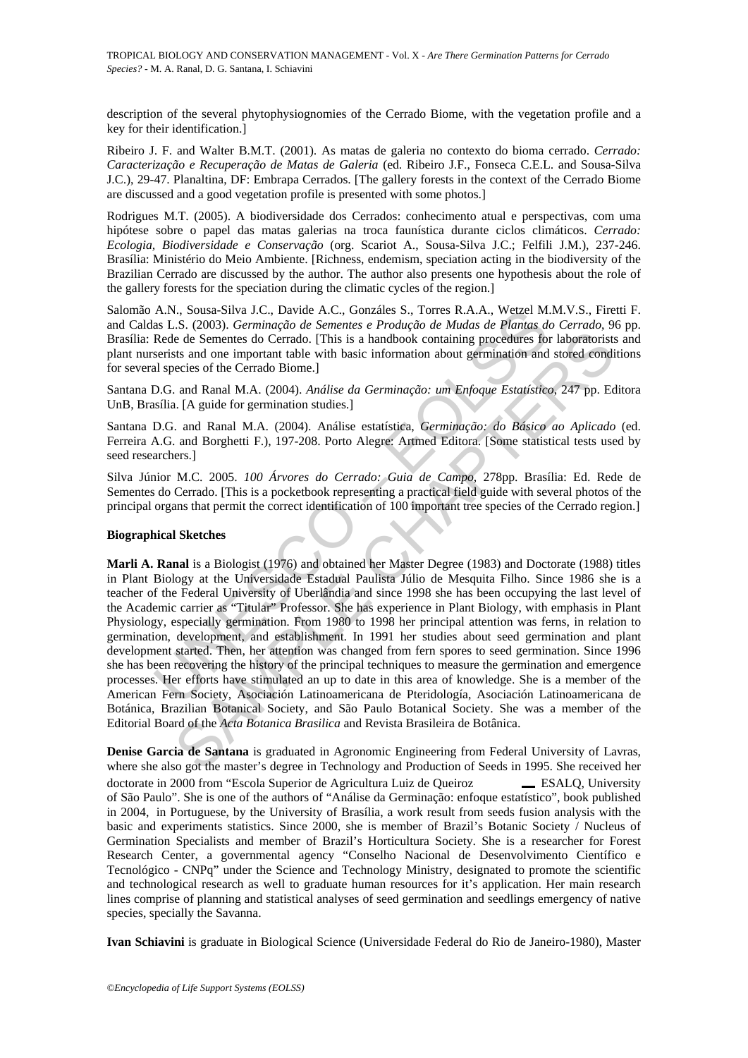description of the several phytophysiognomies of the Cerrado Biome, with the vegetation profile and a key for their identification.]

Ribeiro J. F. and Walter B.M.T. (2001). As matas de galeria no contexto do bioma cerrado. *Cerrado: Caracterização e Recuperação de Matas de Galeria* (ed. Ribeiro J.F., Fonseca C.E.L. and Sousa-Silva J.C.), 29-47. Planaltina, DF: Embrapa Cerrados. [The gallery forests in the context of the Cerrado Biome are discussed and a good vegetation profile is presented with some photos.]

Rodrigues M.T. (2005). A biodiversidade dos Cerrados: conhecimento atual e perspectivas, com uma hipótese sobre o papel das matas galerias na troca faunística durante ciclos climáticos. *Cerrado: Ecologia, Biodiversidade e Conservação* (org. Scariot A., Sousa-Silva J.C.; Felfili J.M.), 237-246. Brasília: Ministério do Meio Ambiente. [Richness, endemism, speciation acting in the biodiversity of the Brazilian Cerrado are discussed by the author. The author also presents one hypothesis about the role of the gallery forests for the speciation during the climatic cycles of the region.]

Salomão A.N., Sousa-Silva J.C., Davide A.C., Gonzáles S., Torres R.A.A., Wetzel M.M.V.S., Firetti F. and Caldas L.S. (2003). *Germinação de Sementes e Produção de Mudas de Plantas do Cerrado*, 96 pp. Brasília: Rede de Sementes do Cerrado. [This is a handbook containing procedures for laboratorists and plant nurserists and one important table with basic information about germination and stored conditions for several species of the Cerrado Biome.]

Santana D.G. and Ranal M.A. (2004). *Análise da Germinação: um Enfoque Estatístico*, 247 pp. Editora UnB, Brasília. [A guide for germination studies.]

Santana D.G. and Ranal M.A. (2004). Análise estatística, *Germinação: do Básico ao Aplicado* (ed. Ferreira A.G. and Borghetti F.), 197-208. Porto Alegre: Artmed Editora. [Some statistical tests used by seed researchers.]

Silva Júnior M.C. 2005. *100 Árvores do Cerrado: Guia de Campo*, 278pp. Brasília: Ed. Rede de Sementes do Cerrado. [This is a pocketbook representing a practical field guide with several photos of the principal organs that permit the correct identification of 100 important tree species of the Cerrado region.]

**Biographical Sketches**

**Marli A. Ranal** is a Biologist (1976) and obtained her Master Degree (1983) and Doctorate (1988) titles in Plant Biology at the Universidade Estadual Paulista Júlio de Mesquita Filho. Since 1986 she is a teacher of the Federal University of Uberlândia and since 1998 she has been occupying the last level of the Academic carrier as "Titular" Professor. She has experience in Plant Biology, with emphasis in Plant Physiology, especially germination. From 1980 to 1998 her principal attention was ferns, in relation to germination, development, and establishment. In 1991 her studies about seed germination and plant development started. Then, her attention was changed from fern spores to seed germination. Since 1996 she has been recovering the history of the principal techniques to measure the germination and emergence processes. Her efforts have stimulated an up to date in this area of knowledge. She is a member of the American Fern Society, Asociación Latinoamericana de Pteridología, Asociación Latinoamericana de Botánica, Brazilian Botanical Society, and São Paulo Botanical Society. She was a member of the Editorial Board of the *Acta Botanica Brasilica* and Revista Brasileira de Botânica.

**Denise Garcia de Santana** is graduated in Agronomic Engineering from Federal University of Lavras, where she also got the master's degree in Technology and Production of Seeds in 1995. She received her doctorate in 2000 from "Escola Superior de Agricultura Luiz de Queiroz – ESALQ, University of São Paulo". She is one of the authors of "Análise da Germinação: enfoque estatístico", book published in 2004, in Portuguese, by the University of Brasília, a work result from seeds fusion analysis with the basic and experiments statistics. Since 2000, she is member of Brazil's Botanic Society / Nucleus of Germination Specialists and member of Brazil's Horticultura Society. She is a researcher for Forest Research Center, a governmental agency "Conselho Nacional de Desenvolvimento Científico e Tecnológico - CNPq" under the Science and Technology Ministry, designated to promote the scientific and technological research as well to graduate human resources for it's application. Her main research lines comprise of planning and statistical analyses of seed germination and seedlings emergency of native species, specially the Savanna.

**Ivan Schiavini** is graduate in Biological Science (Universidade Federal do Rio de Janeiro-1980), Master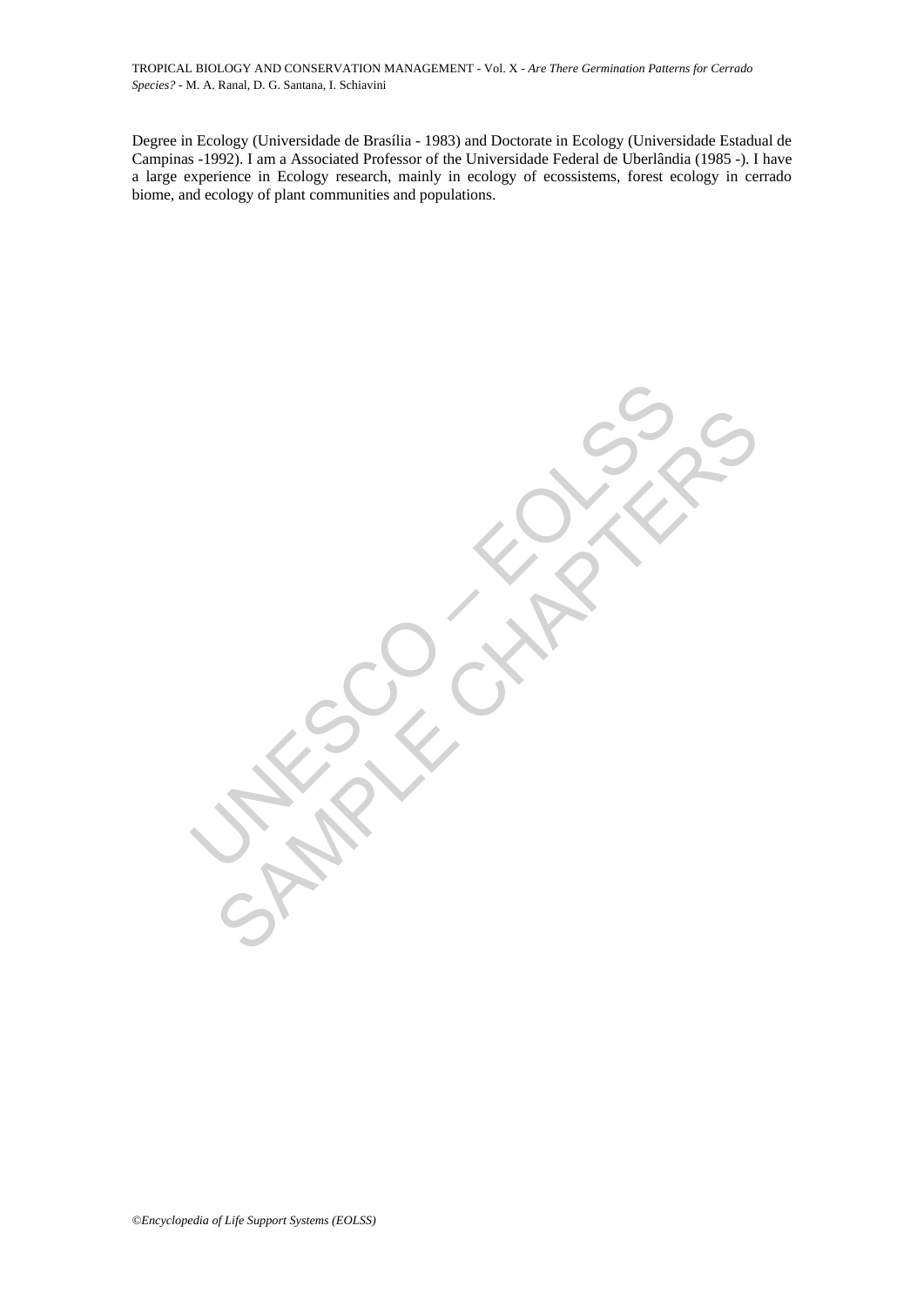Degree in Ecology (Universidade de Brasília - 1983) and Doctorate in Ecology (Universidade Estadual de Campinas -1992). I am a Associated Professor of the Universidade Federal de Uberlândia (1985 -). I have a large experience in Ecology research, mainly in ecology of ecossistems, forest ecology in cerrado biome, and ecology of plant communities and populations.